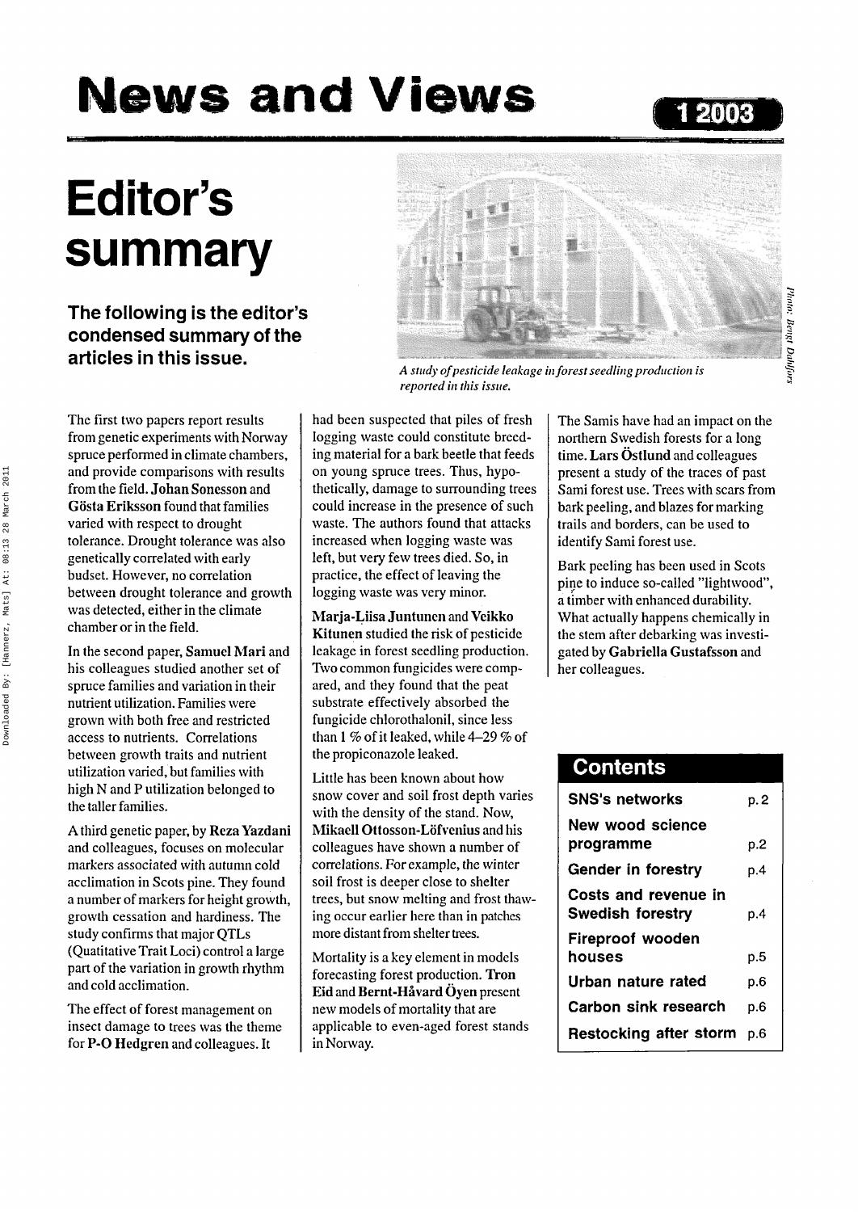# News and Views

1 2003

# Editor's summary

### The following is the editor's condensed summary of the articles in this issue.

*A study of pesticide leakage in forest seedling production is reported in this issue.*

*Photo: Bengt Dahlfors*

The first two papers report results from genetic experiments with Norway spruce performed in climate chambers, and provide comparisons with results from the field. **Johan Sonesson** and **Gösta Eriksson** found that families varied with respect to drought tolerance. Drought tolerance was also genetically correlated with early budset. However, no correlation between drought tolerance and growth was detected, either in the climate chamber or in the field.

In the second paper, **Samuel Mari** and his colleagues studied another set of spruce families and variation in their nutrient utilization. Families were grown with both free and restricted access to nutrients. Correlations between growth traits and nutrient utilization varied, but families with high N and P utilization belonged to the taller families.

A third genetic paper, by **Reza Yazdani** and colleagues, focuses on molecular markers associated with autumn cold acclimation in Scots pine. They found a number of markers for height growth, growth cessation and hardiness. The study confirms that major QTLs (Quatitative Trait Loci) control a large part of the variation in growth rhythm and cold acclimation.

The effect of forest management on insect damage to trees was the theme for **P-O Hedgren** and colleagues. It had been suspected that piles of fresh logging waste could constitute breeding material for a bark beetle that feeds on young spruce trees. Thus, hypothetically, damage to surrounding trees could increase in the presence of such waste. The authors found that attacks increased when logging waste was left, but very few trees died. So, in practice, the effect of leaving the logging waste was very minor.

**Marja-Liisa Juntunen** and **Veikko Kitunen** studied the risk of pesticide leakage in forest seedling production. Two common fungicides were compared, and they found that the peat substrate effectively absorbed the fungicide chlorothalonil, since less than 1 % of it leaked, while 4–29 % of the propiconazole leaked.

Little has been known about how snow cover and soil frost depth varies with the density of the stand. Now, **Mikaell Ottosson-Löfvenius** and his colleagues have shown a number of correlations. For example, the winter soil frost is deeper close to shelter trees, but snow melting and frost thawing occur earlier here than in patches more distant from shelter trees.

Mortality is a key element in models forecasting forest production. **Tron Eid** and **Bernt-Håvard Öyen** present new models of mortality that are applicable to even-aged forest stands in Norway.

The Samis have had an impact on the northern Swedish forests for a long time. **Lars Östlund** and colleagues present a study of the traces of past Sami forest use. Trees with scars from bark peeling, and blazes for marking trails and borders, can be used to identify Sami forest use.

Bark peeling has been used in Scots pine to induce so-called "lightwood", a timber with enhanced durability. What actually happens chemically in the stem after debarking was investigated by **Gabriella Gustafsson** and her colleagues.

## Contents

| | |
|---|---|
| SNS's networks | p. 2 |
| New wood science programme | p.2 |
| Gender in forestry | p.4 |
| Costs and revenue in Swedish forestry | p.4 |
| Fireproof wooden houses | p.5 |
| Urban nature rated | p.6 |
| Carbon sink research | p.6 |
| Restocking after storm | p.6 |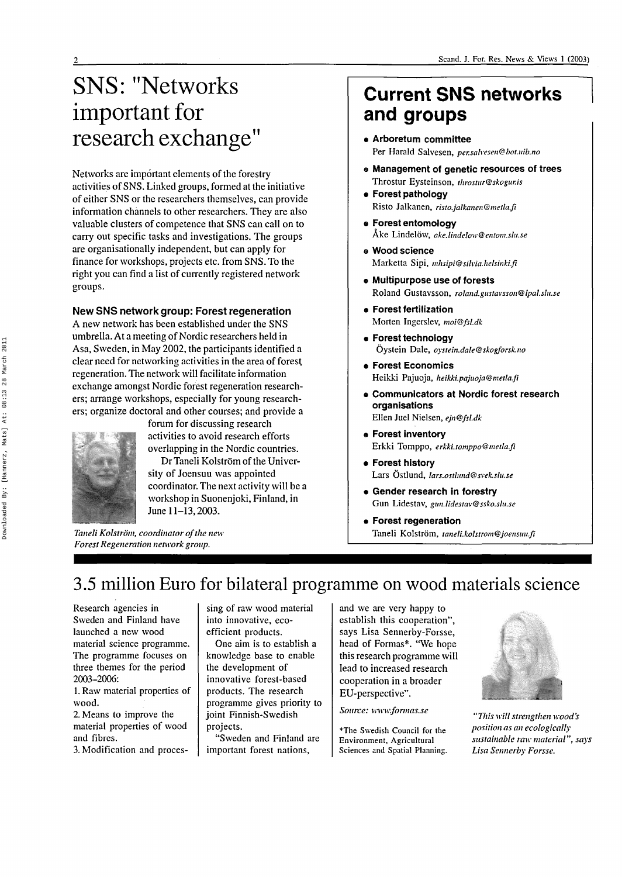# SNS: "Networks important for research exchange"

Networks are important elements of the forestry activities of SNS. Linked groups, formed at the initiative of either SNS or the researchers themselves, can provide information channels to other researchers. They are also valuable clusters of competence that SNS can call on to carry out specific tasks and investigations. The groups are organisationally independent, but can apply for finance for workshops, projects etc. from SNS. To the right you can find a list of currently registered network groups.

### New SNS network group: Forest regeneration

A new network has been established under the SNS umbrella. At a meeting of Nordic researchers held in Asa, Sweden, in May 2002, the participants identified a clear need for networking activities in the area of forest regeneration. The network will facilitate information exchange amongst Nordic forest regeneration researchers; arrange workshops, especially for young researchers; organize doctoral and other courses; and provide a forum for discussing research activities to avoid research efforts overlapping in the Nordic countries.

Dr Taneli Kolström of the University of Joensuu was appointed coordinator. The next activity will be a workshop in Suonenjoki, Finland, in June 11–13, 2003.

*Taneli Kolström, coordinator of the new Forest Regeneration network group.*

## Current SNS networks and groups

- **Arboretum committee**
  Per Harald Salvesen, *per.salvesen@bot.uib.no*
- **Management of genetic resources of trees**
  Throstur Eysteinson, *throstur@skogur.is*
- **Forest pathology**
  Risto Jalkanen, *risto.jalkanen@metla.fi*
- **Forest entomology**
  Åke Lindelöw, *ake.lindelow@entom.slu.se*
- **Wood science**
  Marketta Sipi, *mhsipi@silvia.helsinki.fi*
- **Multipurpose use of forests**
  Roland Gustavsson, *roland.gustavsson@lpal.slu.se*
- **Forest fertilization**
  Morten Ingerslev, *moi@fsl.dk*
- **Forest technology**
  Öystein Dale, *oystein.dale@skogforsk.no*
- **Forest Economics**
  Heikki Pajuoja, *heikki.pajuoja@metla.fi*
- **Communicators at Nordic forest research organisations**
  Ellen Juel Nielsen, *ejn@fsl.dk*
- **Forest inventory**
  Erkki Tomppo, *erkki.tomppo@metla.fi*
- **Forest history**
  Lars Östlund, *lars.ostlund@svek.slu.se*
- **Gender research in forestry**
  Gun Lidestav, *gun.lidestav@ssko.slu.se*
- **Forest regeneration**
  Taneli Kolström, *taneli.kolstrom@joensuu.fi*

# 3.5 million Euro for bilateral programme on wood materials science

Research agencies in Sweden and Finland have launched a new wood material science programme. The programme focuses on three themes for the period 2003–2006:

1. Raw material properties of wood.
2. Means to improve the material properties of wood and fibres.
3. Modification and processing of raw wood material into innovative, eco-efficient products.

One aim is to establish a knowledge base to enable the development of innovative forest-based products. The research programme gives priority to joint Finnish-Swedish projects.

"Sweden and Finland are important forest nations, and we are very happy to establish this cooperation", says Lisa Sennerby-Forsse, head of Formas*. "We hope this research programme will lead to increased research cooperation in a broader EU-perspective".

*Source: www.formas.se*

*The Swedish Council for the Environment, Agricultural Sciences and Spatial Planning.

*"This will strengthen wood's position as an ecologically sustainable raw material", says Lisa Sennerby Forsse.*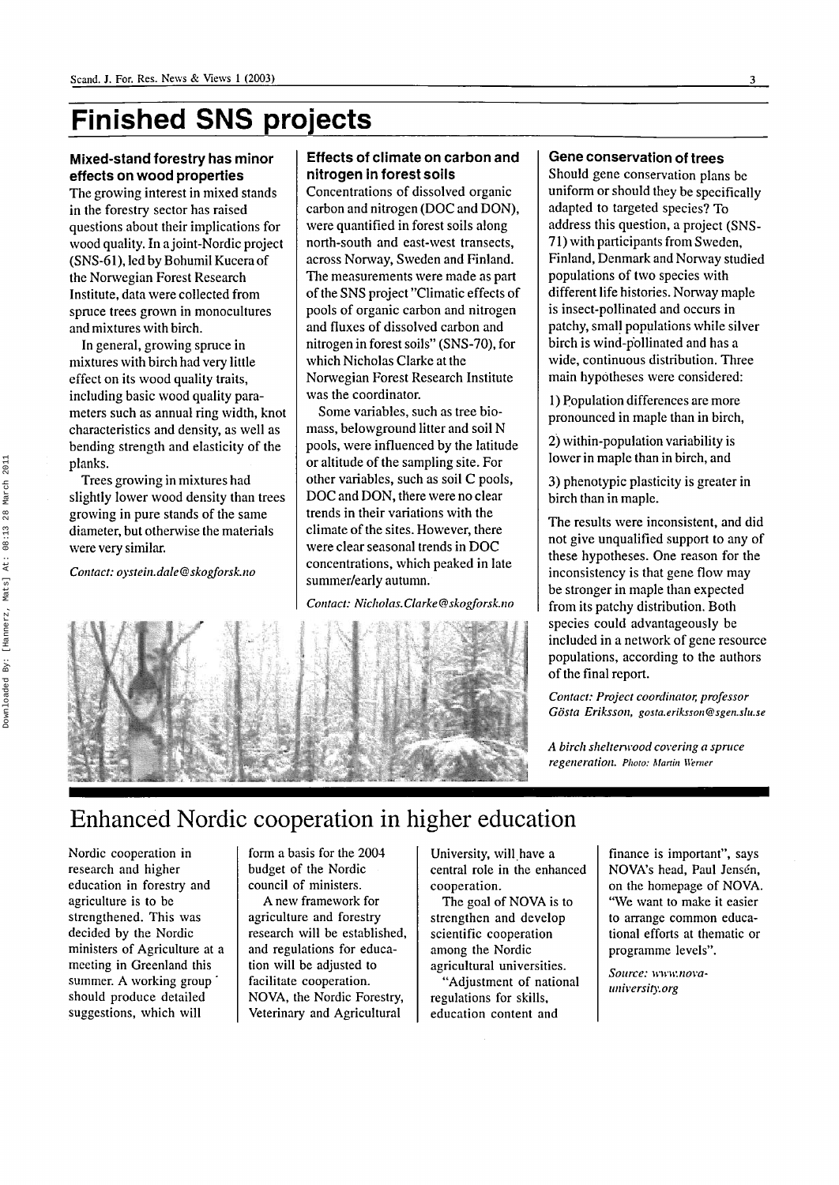# Finished SNS projects

### Mixed-stand forestry has minor effects on wood properties

The growing interest in mixed stands in the forestry sector has raised questions about their implications for wood quality. In a joint-Nordic project (SNS-61), led by Bohumil Kucera of the Norwegian Forest Research Institute, data were collected from spruce trees grown in monocultures and mixtures with birch.

In general, growing spruce in mixtures with birch had very little effect on its wood quality traits, including basic wood quality parameters such as annual ring width, knot characteristics and density, as well as bending strength and elasticity of the planks.

Trees growing in mixtures had slightly lower wood density than trees growing in pure stands of the same diameter, but otherwise the materials were very similar.

*Contact: oystein.dale@skogforsk.no*

### Effects of climate on carbon and nitrogen in forest soils

Concentrations of dissolved organic carbon and nitrogen (DOC and DON), were quantified in forest soils along north-south and east-west transects, across Norway, Sweden and Finland. The measurements were made as part of the SNS project "Climatic effects of pools of organic carbon and nitrogen and fluxes of dissolved carbon and nitrogen in forest soils" (SNS-70), for which Nicholas Clarke at the Norwegian Forest Research Institute was the coordinator.

Some variables, such as tree biomass, belowground litter and soil N pools, were influenced by the latitude or altitude of the sampling site. For other variables, such as soil C pools, DOC and DON, there were no clear trends in their variations with the climate of the sites. However, there were clear seasonal trends in DOC concentrations, which peaked in late summer/early autumn.

*Contact: Nicholas.Clarke@skogforsk.no*

### Gene conservation of trees

Should gene conservation plans be uniform or should they be specifically adapted to targeted species? To address this question, a project (SNS-71) with participants from Sweden, Finland, Denmark and Norway studied populations of two species with different life histories. Norway maple is insect-pollinated and occurs in patchy, small populations while silver birch is wind-pollinated and has a wide, continuous distribution. Three main hypotheses were considered:

1) Population differences are more pronounced in maple than in birch,

2) within-population variability is lower in maple than in birch, and

3) phenotypic plasticity is greater in birch than in maple.

The results were inconsistent, and did not give unqualified support to any of these hypotheses. One reason for the inconsistency is that gene flow may be stronger in maple than expected from its patchy distribution. Both species could advantageously be included in a network of gene resource populations, according to the authors of the final report.

*Contact: Project coordinator, professor Gösta Eriksson, gosta.eriksson@sgen.slu.se*

*A birch shelterwood covering a spruce regeneration. Photo: Martin Werner*

## Enhanced Nordic cooperation in higher education

Nordic cooperation in research and higher education in forestry and agriculture is to be strengthened. This was decided by the Nordic ministers of Agriculture at a meeting in Greenland this summer. A working group should produce detailed suggestions, which will form a basis for the 2004 budget of the Nordic council of ministers.

A new framework for agriculture and forestry research will be established, and regulations for education will be adjusted to facilitate cooperation. NOVA, the Nordic Forestry, Veterinary and Agricultural University, will have a central role in the enhanced cooperation.

The goal of NOVA is to strengthen and develop scientific cooperation among the Nordic agricultural universities.

"Adjustment of national regulations for skills, education content and finance is important", says NOVA's head, Paul Jensén, on the homepage of NOVA. "We want to make it easier to arrange common educational efforts at thematic or programme levels".

*Source: www.nova-university.org*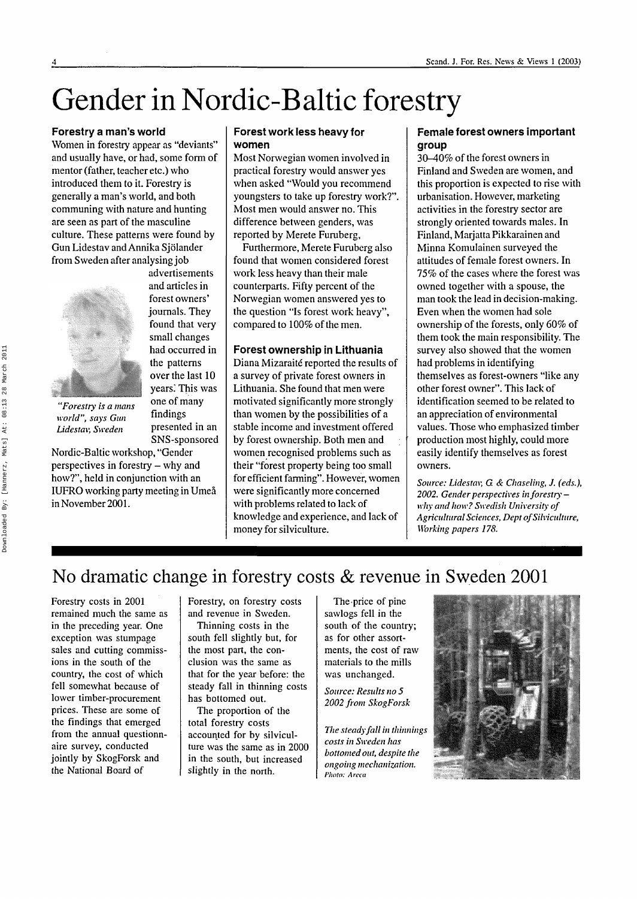# Gender in Nordic-Baltic forestry

### Forestry a man's world

Women in forestry appear as "deviants" and usually have, or had, some form of mentor (father, teacher etc.) who introduced them to it. Forestry is generally a man's world, and both communing with nature and hunting are seen as part of the masculine culture. These patterns were found by Gun Lidestav and Annika Sjölander from Sweden after analysing job advertisements and articles in forest owners' journals. They found that very small changes had occurred in the patterns over the last 10 years. This was one of many findings presented in an SNS-sponsored Nordic-Baltic workshop, "Gender perspectives in forestry – why and how?", held in conjunction with an IUFRO working party meeting in Umeå in November 2001.

*"Forestry is a mans world", says Gun Lidestav, Sweden*

### Forest work less heavy for women

Most Norwegian women involved in practical forestry would answer yes when asked "Would you recommend youngsters to take up forestry work?". Most men would answer no. This difference between genders, was reported by Merete Furuberg,

Furthermore, Merete Furuberg also found that women considered forest work less heavy than their male counterparts. Fifty percent of the Norwegian women answered yes to the question "Is forest work heavy", compared to 100% of the men.

### Forest ownership in Lithuania

Diana Mizaraitė reported the results of a survey of private forest owners in Lithuania. She found that men were motivated significantly more strongly than women by the possibilities of a stable income and investment offered by forest ownership. Both men and women recognised problems such as their "forest property being too small for efficient farming". However, women were significantly more concerned with problems related to lack of knowledge and experience, and lack of money for silviculture.

### Female forest owners important group

30–40% of the forest owners in Finland and Sweden are women, and this proportion is expected to rise with urbanisation. However, marketing activities in the forestry sector are strongly oriented towards males. In Finland, Marjatta Pikkarainen and Minna Komulainen surveyed the attitudes of female forest owners. In 75% of the cases where the forest was owned together with a spouse, the man took the lead in decision-making. Even when the women had sole ownership of the forests, only 60% of them took the main responsibility. The survey also showed that the women had problems in identifying themselves as forest-owners "like any other forest owner". This lack of identification seemed to be related to an appreciation of environmental values. Those who emphasized timber production most highly, could more easily identify themselves as forest owners.

*Source: Lidestav, G & Chaseling, J. (eds.), 2002. Gender perspectives in forestry – why and how? Swedish University of Agricultural Sciences, Dept of Silviculture, Working papers 178.*

# No dramatic change in forestry costs & revenue in Sweden 2001

Forestry costs in 2001 remained much the same as in the preceding year. One exception was stumpage sales and cutting commissions in the south of the country, the cost of which fell somewhat because of lower timber-procurement prices. These are some of the findings that emerged from the annual questionnaire survey, conducted jointly by SkogForsk and the National Board of Forestry, on forestry costs and revenue in Sweden.

Thinning costs in the south fell slightly but, for the most part, the conclusion was the same as that for the year before: the steady fall in thinning costs has bottomed out.

The proportion of the total forestry costs accounted for by silviculture was the same as in 2000 in the south, but increased slightly in the north.

The price of pine sawlogs fell in the south of the country; as for other assortments, the cost of raw materials to the mills was unchanged.

*Source: Results no 5 2002 from SkogForsk*

*The steady fall in thinnings costs in Sweden has bottomed out, despite the ongoing mechanization. Photo: Areca*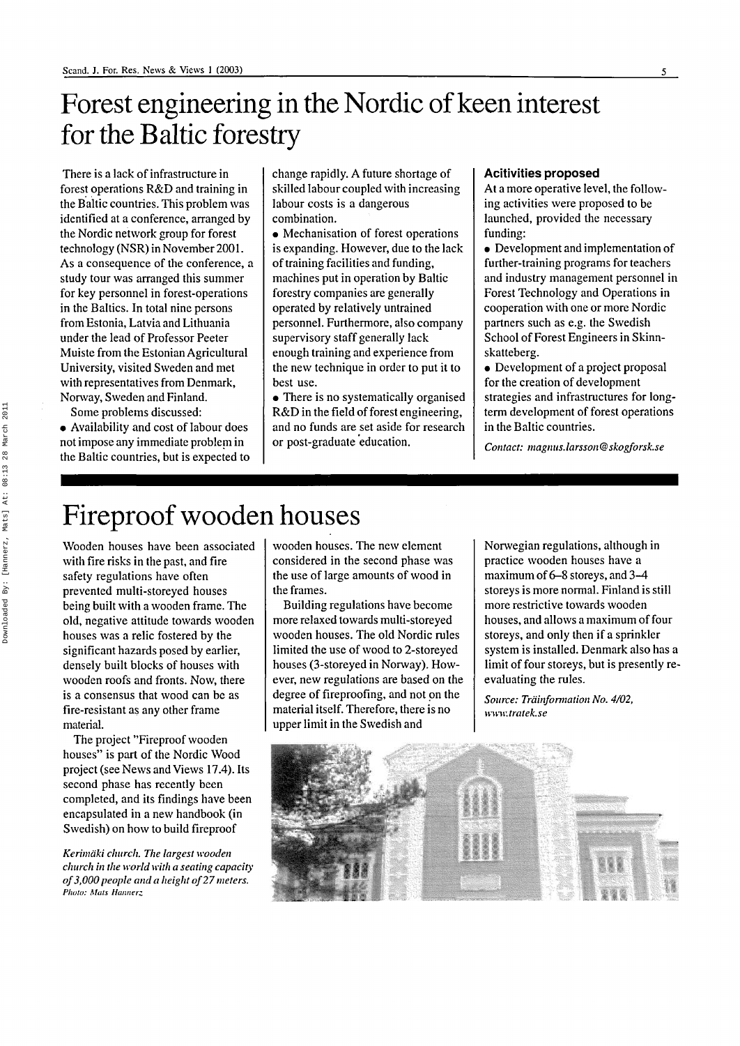# Forest engineering in the Nordic of keen interest for the Baltic forestry

There is a lack of infrastructure in forest operations R&D and training in the Baltic countries. This problem was identified at a conference, arranged by the Nordic network group for forest technology (NSR) in November 2001. As a consequence of the conference, a study tour was arranged this summer for key personnel in forest-operations in the Baltics. In total nine persons from Estonia, Latvia and Lithuania under the lead of Professor Peeter Muiste from the Estonian Agricultural University, visited Sweden and met with representatives from Denmark, Norway, Sweden and Finland.

Some problems discussed:

- Availability and cost of labour does not impose any immediate problem in the Baltic countries, but is expected to change rapidly. A future shortage of skilled labour coupled with increasing labour costs is a dangerous combination.
- Mechanisation of forest operations is expanding. However, due to the lack of training facilities and funding, machines put in operation by Baltic forestry companies are generally operated by relatively untrained personnel. Furthermore, also company supervisory staff generally lack enough training and experience from the new technique in order to put it to best use.
- There is no systematically organised R&D in the field of forest engineering, and no funds are set aside for research or post-graduate education.

### Acitivities proposed

At a more operative level, the following activities were proposed to be launched, provided the necessary funding:

- Development and implementation of further-training programs for teachers and industry management personnel in Forest Technology and Operations in cooperation with one or more Nordic partners such as e.g. the Swedish School of Forest Engineers in Skinnskatteberg.
- Development of a project proposal for the creation of development strategies and infrastructures for long-term development of forest operations in the Baltic countries.

*Contact: magnus.larsson@skogforsk.se*

# Fireproof wooden houses

Wooden houses have been associated with fire risks in the past, and fire safety regulations have often prevented multi-storeyed houses being built with a wooden frame. The old, negative attitude towards wooden houses was a relic fostered by the significant hazards posed by earlier, densely built blocks of houses with wooden roofs and fronts. Now, there is a consensus that wood can be as fire-resistant as any other frame material.

The project "Fireproof wooden houses" is part of the Nordic Wood project (see News and Views 17.4). Its second phase has recently been completed, and its findings have been encapsulated in a new handbook (in Swedish) on how to build fireproof wooden houses. The new element considered in the second phase was the use of large amounts of wood in the frames.

Building regulations have become more relaxed towards multi-storeyed wooden houses. The old Nordic rules limited the use of wood to 2-storeyed houses (3-storeyed in Norway). However, new regulations are based on the degree of fireproofing, and not on the material itself. Therefore, there is no upper limit in the Swedish and Norwegian regulations, although in practice wooden houses have a maximum of 6–8 storeys, and 3–4 storeys is more normal. Finland is still more restrictive towards wooden houses, and allows a maximum of four storeys, and only then if a sprinkler system is installed. Denmark also has a limit of four storeys, but is presently re-evaluating the rules.

*Source: Träinformation No. 4/02, www.tratek.se*

*Kerimäki church. The largest wooden church in the world with a seating capacity of 3,000 people and a height of 27 meters.* *Photo: Mats Hannerz*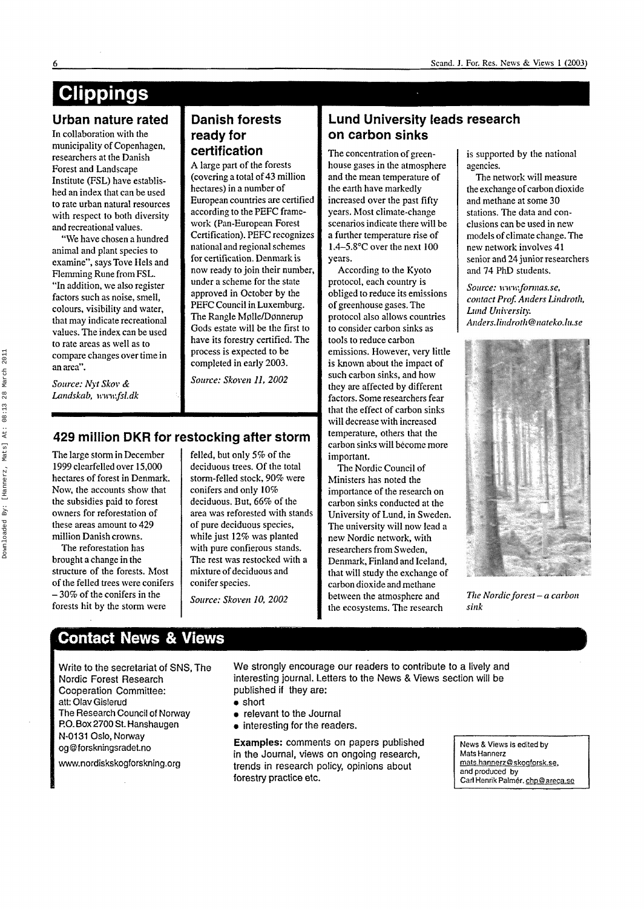# Clippings

## Urban nature rated

In collaboration with the municipality of Copenhagen, researchers at the Danish Forest and Landscape Institute (FSL) have established an index that can be used to rate urban natural resources with respect to both diversity and recreational values.

"We have chosen a hundred animal and plant species to examine", says Tove Hels and Flemming Rune from FSL. "In addition, we also register factors such as noise, smell, colours, visibility and water, that may indicate recreational values. The index can be used to rate areas as well as to compare changes over time in an area".

*Source: Nyt Skov & Landskab, www.fsl.dk*

## Danish forests ready for certification

A large part of the forests (covering a total of 43 million hectares) in a number of European countries are certified according to the PEFC framework (Pan-European Forest Certification). PEFC recognizes national and regional schemes for certification. Denmark is now ready to join their number, under a scheme for the state approved in October by the PEFC Council in Luxemburg. The Rangle Mølle/Dønnerup Gods estate will be the first to have its forestry certified. The process is expected to be completed in early 2003.

*Source: Skoven 11, 2002*

## 429 million DKR for restocking after storm

The large storm in December 1999 clearfelled over 15,000 hectares of forest in Denmark. Now, the accounts show that the subsidies paid to forest owners for reforestation of these areas amount to 429 million Danish crowns.

The reforestation has brought a change in the structure of the forests. Most of the felled trees were conifers – 30% of the conifers in the forests hit by the storm were felled, but only 5% of the deciduous trees. Of the total storm-felled stock, 90% were conifers and only 10% deciduous. But, 66% of the area was reforested with stands of pure deciduous species, while just 12% was planted with pure confierous stands. The rest was restocked with a mixture of deciduous and conifer species.

*Source: Skoven 10, 2002*

## Lund University leads research on carbon sinks

The concentration of greenhouse gases in the atmosphere and the mean temperature of the earth have markedly increased over the past fifty years. Most climate-change scenarios indicate there will be a further temperature rise of 1.4–5.8°C over the next 100 years.

According to the Kyoto protocol, each country is obliged to reduce its emissions of greenhouse gases. The protocol also allows countries to consider carbon sinks as tools to reduce carbon emissions. However, very little is known about the impact of such carbon sinks, and how they are affected by different factors. Some researchers fear that the effect of carbon sinks will decrease with increased temperature, others that the carbon sinks will become more important.

The Nordic Council of Ministers has noted the importance of the research on carbon sinks conducted at the University of Lund, in Sweden. The university will now lead a new Nordic network, with researchers from Sweden, Denmark, Finland and Iceland, that will study the exchange of carbon dioxide and methane between the atmosphere and the ecosystems. The research is supported by the national agencies.

The network will measure the exchange of carbon dioxide and methane at some 30 stations. The data and conclusions can be used in new models of climate change. The new network involves 41 senior and 24 junior researchers and 74 PhD students.

*Source: www.formas.se, contact Prof. Anders Lindroth, Lund University. Anders.lindroth@nateko.lu.se*

*The Nordic forest – a carbon sink*

# Contact News & Views

Write to the secretariat of SNS, The Nordic Forest Research Cooperation Committee:
att: Olav Gislerud
The Research Council of Norway
P.O. Box 2700 St. Hanshaugen
N-0131 Oslo, Norway
og@forskningsradet.no

www.nordiskskogforskning.org

We strongly encourage our readers to contribute to a lively and interesting journal. Letters to the News & Views section will be published if they are:

- short
- relevant to the Journal
- interesting for the readers.

**Examples:** comments on papers published in the Journal, views on ongoing research, trends in research policy, opinions about forestry practice etc.

News & Views is edited by Mats Hannerz
mats.hannerz@skogforsk.se,
and produced by
Carl Henrik Palmér. chp@areca.se